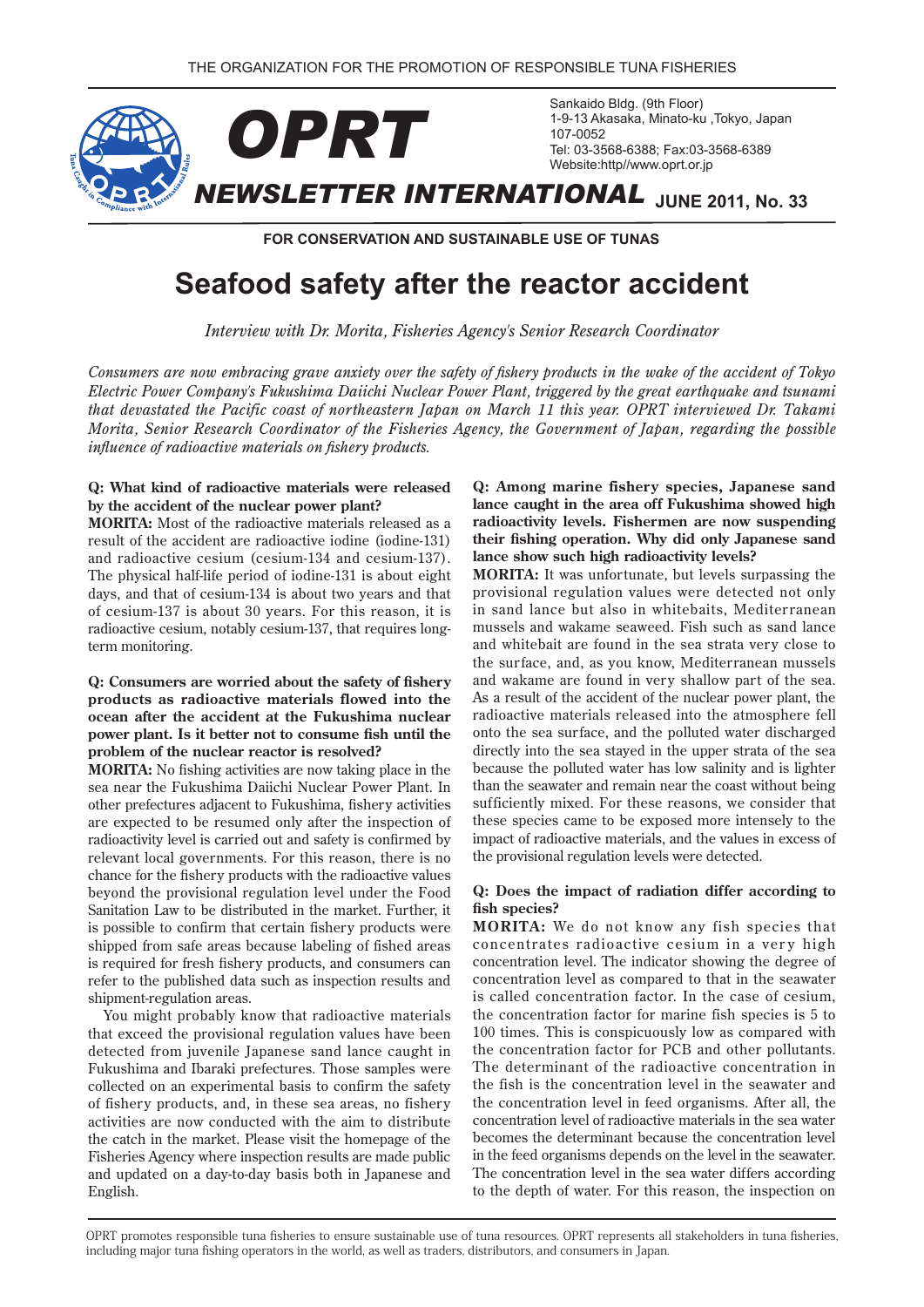THE ORGANIZATION FOR THE PROMOTION OF RESPONSIBLE TUNA FISHERIES

# OPRT NEWSLETTER INTERNATIONAL

**JUNE 2011, No. 33**

Sankaido Bldg. (9th Floor)
1-9-13 Akasaka, Minato-ku ,Tokyo, Japan
107-0052
Tel: 03-3568-6388; Fax:03-3568-6389
Website:http//www.oprt.or.jp

**FOR CONSERVATION AND SUSTAINABLE USE OF TUNAS**

# Seafood safety after the reactor accident

*Interview with Dr. Morita, Fisheries Agency's Senior Research Coordinator*

*Consumers are now embracing grave anxiety over the safety of fishery products in the wake of the accident of Tokyo Electric Power Company's Fukushima Daiichi Nuclear Power Plant, triggered by the great earthquake and tsunami that devastated the Pacific coast of northeastern Japan on March 11 this year. OPRT interviewed Dr. Takami Morita, Senior Research Coordinator of the Fisheries Agency, the Government of Japan, regarding the possible influence of radioactive materials on fishery products.*

**Q: What kind of radioactive materials were released by the accident of the nuclear power plant?**

**MORITA:** Most of the radioactive materials released as a result of the accident are radioactive iodine (iodine-131) and radioactive cesium (cesium-134 and cesium-137). The physical half-life period of iodine-131 is about eight days, and that of cesium-134 is about two years and that of cesium-137 is about 30 years. For this reason, it is radioactive cesium, notably cesium-137, that requires long-term monitoring.

**Q: Consumers are worried about the safety of fishery products as radioactive materials flowed into the ocean after the accident at the Fukushima nuclear power plant. Is it better not to consume fish until the problem of the nuclear reactor is resolved?**

**MORITA:** No fishing activities are now taking place in the sea near the Fukushima Daiichi Nuclear Power Plant. In other prefectures adjacent to Fukushima, fishery activities are expected to be resumed only after the inspection of radioactivity level is carried out and safety is confirmed by relevant local governments. For this reason, there is no chance for the fishery products with the radioactive values beyond the provisional regulation level under the Food Sanitation Law to be distributed in the market. Further, it is possible to confirm that certain fishery products were shipped from safe areas because labeling of fished areas is required for fresh fishery products, and consumers can refer to the published data such as inspection results and shipment-regulation areas.

You might probably know that radioactive materials that exceed the provisional regulation values have been detected from juvenile Japanese sand lance caught in Fukushima and Ibaraki prefectures. Those samples were collected on an experimental basis to confirm the safety of fishery products, and, in these sea areas, no fishery activities are now conducted with the aim to distribute the catch in the market. Please visit the homepage of the Fisheries Agency where inspection results are made public and updated on a day-to-day basis both in Japanese and English.

**Q: Among marine fishery species, Japanese sand lance caught in the area off Fukushima showed high radioactivity levels. Fishermen are now suspending their fishing operation. Why did only Japanese sand lance show such high radioactivity levels?**

**MORITA:** It was unfortunate, but levels surpassing the provisional regulation values were detected not only in sand lance but also in whitebaits, Mediterranean mussels and wakame seaweed. Fish such as sand lance and whitebait are found in the sea strata very close to the surface, and, as you know, Mediterranean mussels and wakame are found in very shallow part of the sea. As a result of the accident of the nuclear power plant, the radioactive materials released into the atmosphere fell onto the sea surface, and the polluted water discharged directly into the sea stayed in the upper strata of the sea because the polluted water has low salinity and is lighter than the seawater and remain near the coast without being sufficiently mixed. For these reasons, we consider that these species came to be exposed more intensely to the impact of radioactive materials, and the values in excess of the provisional regulation levels were detected.

**Q: Does the impact of radiation differ according to fish species?**

**MORITA:** We do not know any fish species that concentrates radioactive cesium in a very high concentration level. The indicator showing the degree of concentration level as compared to that in the seawater is called concentration factor. In the case of cesium, the concentration factor for marine fish species is 5 to 100 times. This is conspicuously low as compared with the concentration factor for PCB and other pollutants. The determinant of the radioactive concentration in the fish is the concentration level in the seawater and the concentration level in feed organisms. After all, the concentration level of radioactive materials in the sea water becomes the determinant because the concentration level in the feed organisms depends on the level in the seawater. The concentration level in the sea water differs according to the depth of water. For this reason, the inspection on

OPRT promotes responsible tuna fisheries to ensure sustainable use of tuna resources. OPRT represents all stakeholders in tuna fisheries, including major tuna fishing operators in the world, as well as traders, distributors, and consumers in Japan.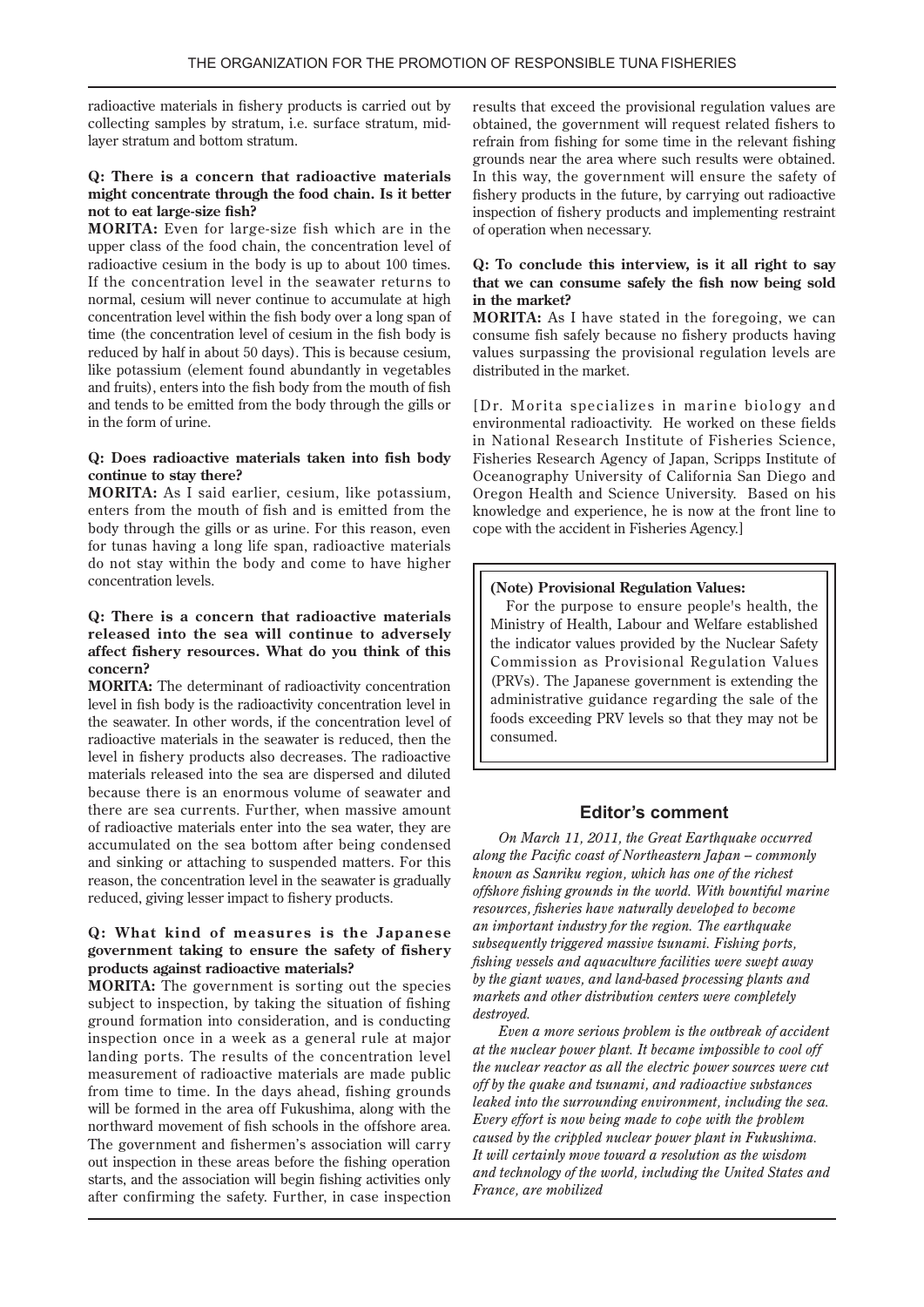radioactive materials in fishery products is carried out by collecting samples by stratum, i.e. surface stratum, mid-layer stratum and bottom stratum.

**Q: There is a concern that radioactive materials might concentrate through the food chain. Is it better not to eat large-size fish?**

**MORITA:** Even for large-size fish which are in the upper class of the food chain, the concentration level of radioactive cesium in the body is up to about 100 times. If the concentration level in the seawater returns to normal, cesium will never continue to accumulate at high concentration level within the fish body over a long span of time (the concentration level of cesium in the fish body is reduced by half in about 50 days). This is because cesium, like potassium (element found abundantly in vegetables and fruits), enters into the fish body from the mouth of fish and tends to be emitted from the body through the gills or in the form of urine.

**Q: Does radioactive materials taken into fish body continue to stay there?**

**MORITA:** As I said earlier, cesium, like potassium, enters from the mouth of fish and is emitted from the body through the gills or as urine. For this reason, even for tunas having a long life span, radioactive materials do not stay within the body and come to have higher concentration levels.

**Q: There is a concern that radioactive materials released into the sea will continue to adversely affect fishery resources. What do you think of this concern?**

**MORITA:** The determinant of radioactivity concentration level in fish body is the radioactivity concentration level in the seawater. In other words, if the concentration level of radioactive materials in the seawater is reduced, then the level in fishery products also decreases. The radioactive materials released into the sea are dispersed and diluted because there is an enormous volume of seawater and there are sea currents. Further, when massive amount of radioactive materials enter into the sea water, they are accumulated on the sea bottom after being condensed and sinking or attaching to suspended matters. For this reason, the concentration level in the seawater is gradually reduced, giving lesser impact to fishery products.

**Q: What kind of measures is the Japanese government taking to ensure the safety of fishery products against radioactive materials?**

**MORITA:** The government is sorting out the species subject to inspection, by taking the situation of fishing ground formation into consideration, and is conducting inspection once in a week as a general rule at major landing ports. The results of the concentration level measurement of radioactive materials are made public from time to time. In the days ahead, fishing grounds will be formed in the area off Fukushima, along with the northward movement of fish schools in the offshore area. The government and fishermen's association will carry out inspection in these areas before the fishing operation starts, and the association will begin fishing activities only after confirming the safety. Further, in case inspection results that exceed the provisional regulation values are obtained, the government will request related fishers to refrain from fishing for some time in the relevant fishing grounds near the area where such results were obtained. In this way, the government will ensure the safety of fishery products in the future, by carrying out radioactive inspection of fishery products and implementing restraint of operation when necessary.

**Q: To conclude this interview, is it all right to say that we can consume safely the fish now being sold in the market?**

**MORITA:** As I have stated in the foregoing, we can consume fish safely because no fishery products having values surpassing the provisional regulation levels are distributed in the market.

[Dr. Morita specializes in marine biology and environmental radioactivity. He worked on these fields in National Research Institute of Fisheries Science, Fisheries Research Agency of Japan, Scripps Institute of Oceanography University of California San Diego and Oregon Health and Science University. Based on his knowledge and experience, he is now at the front line to cope with the accident in Fisheries Agency.]

**(Note) Provisional Regulation Values:**

For the purpose to ensure people's health, the Ministry of Health, Labour and Welfare established the indicator values provided by the Nuclear Safety Commission as Provisional Regulation Values (PRVs). The Japanese government is extending the administrative guidance regarding the sale of the foods exceeding PRV levels so that they may not be consumed.

## Editor's comment

*On March 11, 2011, the Great Earthquake occurred along the Pacific coast of Northeastern Japan – commonly known as Sanriku region, which has one of the richest offshore fishing grounds in the world. With bountiful marine resources, fisheries have naturally developed to become an important industry for the region. The earthquake subsequently triggered massive tsunami. Fishing ports, fishing vessels and aquaculture facilities were swept away by the giant waves, and land-based processing plants and markets and other distribution centers were completely destroyed.*

*Even a more serious problem is the outbreak of accident at the nuclear power plant. It became impossible to cool off the nuclear reactor as all the electric power sources were cut off by the quake and tsunami, and radioactive substances leaked into the surrounding environment, including the sea. Every effort is now being made to cope with the problem caused by the crippled nuclear power plant in Fukushima. It will certainly move toward a resolution as the wisdom and technology of the world, including the United States and France, are mobilized*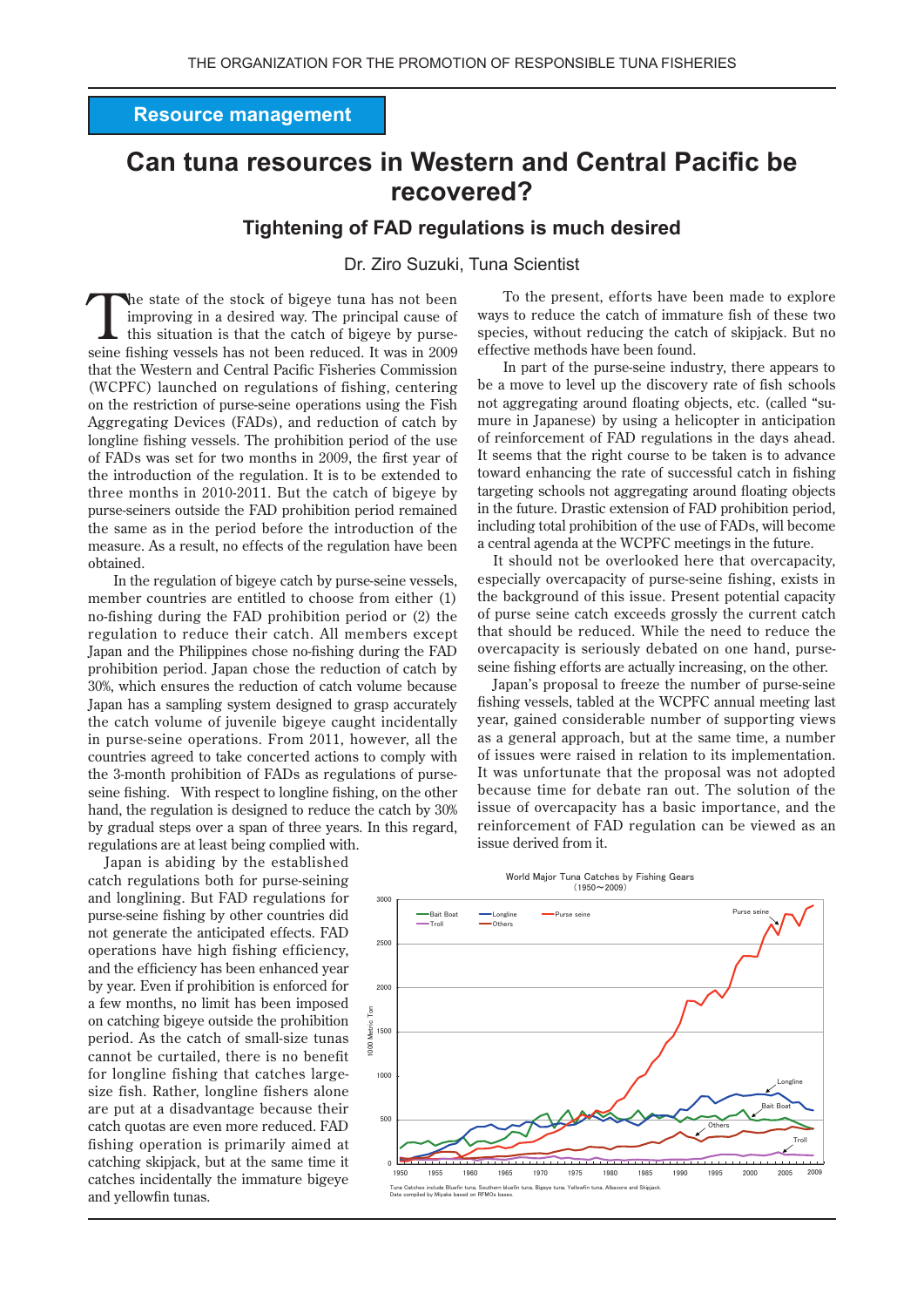**Resource management**

# Can tuna resources in Western and Central Pacific be recovered?

## Tightening of FAD regulations is much desired

Dr. Ziro Suzuki, Tuna Scientist

The state of the stock of bigeye tuna has not been improving in a desired way. The principal cause of this situation is that the catch of bigeye by purse-seine fishing vessels has not been reduced. It was in 2009 that the Western and Central Pacific Fisheries Commission (WCPFC) launched on regulations of fishing, centering on the restriction of purse-seine operations using the Fish Aggregating Devices (FADs), and reduction of catch by longline fishing vessels. The prohibition period of the use of FADs was set for two months in 2009, the first year of the introduction of the regulation. It is to be extended to three months in 2010-2011. But the catch of bigeye by purse-seiners outside the FAD prohibition period remained the same as in the period before the introduction of the measure. As a result, no effects of the regulation have been obtained.

In the regulation of bigeye catch by purse-seine vessels, member countries are entitled to choose from either (1) no-fishing during the FAD prohibition period or (2) the regulation to reduce their catch. All members except Japan and the Philippines chose no-fishing during the FAD prohibition period. Japan chose the reduction of catch by 30%, which ensures the reduction of catch volume because Japan has a sampling system designed to grasp accurately the catch volume of juvenile bigeye caught incidentally in purse-seine operations. From 2011, however, all the countries agreed to take concerted actions to comply with the 3-month prohibition of FADs as regulations of purse-seine fishing. With respect to longline fishing, on the other hand, the regulation is designed to reduce the catch by 30% by gradual steps over a span of three years. In this regard, regulations are at least being complied with.

Japan is abiding by the established catch regulations both for purse-seining and longlining. But FAD regulations for purse-seine fishing by other countries did not generate the anticipated effects. FAD operations have high fishing efficiency, and the efficiency has been enhanced year by year. Even if prohibition is enforced for a few months, no limit has been imposed on catching bigeye outside the prohibition period. As the catch of small-size tunas cannot be curtailed, there is no benefit for longline fishing that catches large-size fish. Rather, longline fishers alone are put at a disadvantage because their catch quotas are even more reduced. FAD fishing operation is primarily aimed at catching skipjack, but at the same time it catches incidentally the immature bigeye and yellowfin tunas.

To the present, efforts have been made to explore ways to reduce the catch of immature fish of these two species, without reducing the catch of skipjack. But no effective methods have been found.

In part of the purse-seine industry, there appears to be a move to level up the discovery rate of fish schools not aggregating around floating objects, etc. (called "sumure in Japanese) by using a helicopter in anticipation of reinforcement of FAD regulations in the days ahead. It seems that the right course to be taken is to advance toward enhancing the rate of successful catch in fishing targeting schools not aggregating around floating objects in the future. Drastic extension of FAD prohibition period, including total prohibition of the use of FADs, will become a central agenda at the WCPFC meetings in the future.

It should not be overlooked here that overcapacity, especially overcapacity of purse-seine fishing, exists in the background of this issue. Present potential capacity of purse seine catch exceeds grossly the current catch that should be reduced. While the need to reduce the overcapacity is seriously debated on one hand, purse-seine fishing efforts are actually increasing, on the other.

Japan's proposal to freeze the number of purse-seine fishing vessels, tabled at the WCPFC annual meeting last year, gained considerable number of supporting views as a general approach, but at the same time, a number of issues were raised in relation to its implementation. It was unfortunate that the proposal was not adopted because time for debate ran out. The solution of the issue of overcapacity has a basic importance, and the reinforcement of FAD regulation can be viewed as an issue derived from it.

World Major Tuna Catches by Fishing Gears (1950～2009)

Tuna Catches include Bluefin tuna, Southern bluefin tuna, Bigeye tuna, Yellowfin tuna, Albacore and Skipjack.
Data compiled by Miyake based on RFMOs bases.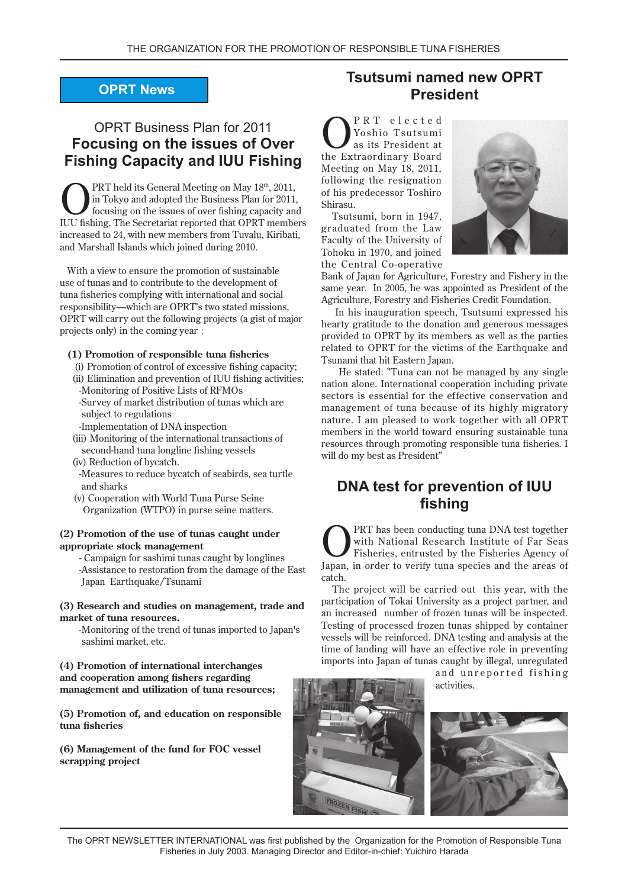## OPRT News

## OPRT Business Plan for 2011
## Focusing on the issues of Over Fishing Capacity and IUU Fishing

OPRT held its General Meeting on May 18th, 2011, in Tokyo and adopted the Business Plan for 2011, focusing on the issues of over fishing capacity and IUU fishing. The Secretariat reported that OPRT members increased to 24, with new members from Tuvalu, Kiribati, and Marshall Islands which joined during 2010.

With a view to ensure the promotion of sustainable use of tunas and to contribute to the development of tuna fisheries complying with international and social responsibility—which are OPRT's two stated missions, OPRT will carry out the following projects (a gist of major projects only) in the coming year ;

**(1) Promotion of responsible tuna fisheries**

(i) Promotion of control of excessive fishing capacity;
(ii) Elimination and prevention of IUU fishing activities;
-Monitoring of Positive Lists of RFMOs
-Survey of market distribution of tunas which are subject to regulations
-Implementation of DNA inspection
(iii) Monitoring of the international transactions of second-hand tuna longline fishing vessels
(iv) Reduction of bycatch.
-Measures to reduce bycatch of seabirds, sea turtle and sharks
(v) Cooperation with World Tuna Purse Seine Organization (WTPO) in purse seine matters.

**(2) Promotion of the use of tunas caught under appropriate stock management**

- Campaign for sashimi tunas caught by longlines
-Assistance to restoration from the damage of the East Japan Earthquake/Tsunami

**(3) Research and studies on management, trade and market of tuna resources.**

-Monitoring of the trend of tunas imported to Japan's sashimi market, etc.

**(4) Promotion of international interchanges and cooperation among fishers regarding management and utilization of tuna resources;**

**(5) Promotion of, and education on responsible tuna fisheries**

**(6) Management of the fund for FOC vessel scrapping project**

## Tsutsumi named new OPRT President

OPRT elected Yoshio Tsutsumi as its President at the Extraordinary Board Meeting on May 18, 2011, following the resignation of his predecessor Toshiro Shirasu.

Tsutsumi, born in 1947, graduated from the Law Faculty of the University of Tohoku in 1970, and joined the Central Co-operative Bank of Japan for Agriculture, Forestry and Fishery in the same year. In 2005, he was appointed as President of the Agriculture, Forestry and Fisheries Credit Foundation.

In his inauguration speech, Tsutsumi expressed his hearty gratitude to the donation and generous messages provided to OPRT by its members as well as the parties related to OPRT for the victims of the Earthquake and Tsunami that hit Eastern Japan.

He stated: "Tuna can not be managed by any single nation alone. International cooperation including private sectors is essential for the effective conservation and management of tuna because of its highly migratory nature. I am pleased to work together with all OPRT members in the world toward ensuring sustainable tuna resources through promoting responsible tuna fisheries. I will do my best as President"

## DNA test for prevention of IUU fishing

OPRT has been conducting tuna DNA test together with National Research Institute of Far Seas Fisheries, entrusted by the Fisheries Agency of Japan, in order to verify tuna species and the areas of catch.

The project will be carried out this year, with the participation of Tokai University as a project partner, and an increased number of frozen tunas will be inspected. Testing of processed frozen tunas shipped by container vessels will be reinforced. DNA testing and analysis at the time of landing will have an effective role in preventing imports into Japan of tunas caught by illegal, unregulated and unreported fishing activities.

The OPRT NEWSLETTER INTERNATIONAL was first published by the Organization for the Promotion of Responsible Tuna Fisheries in July 2003. Managing Director and Editor-in-chief: Yuichiro Harada